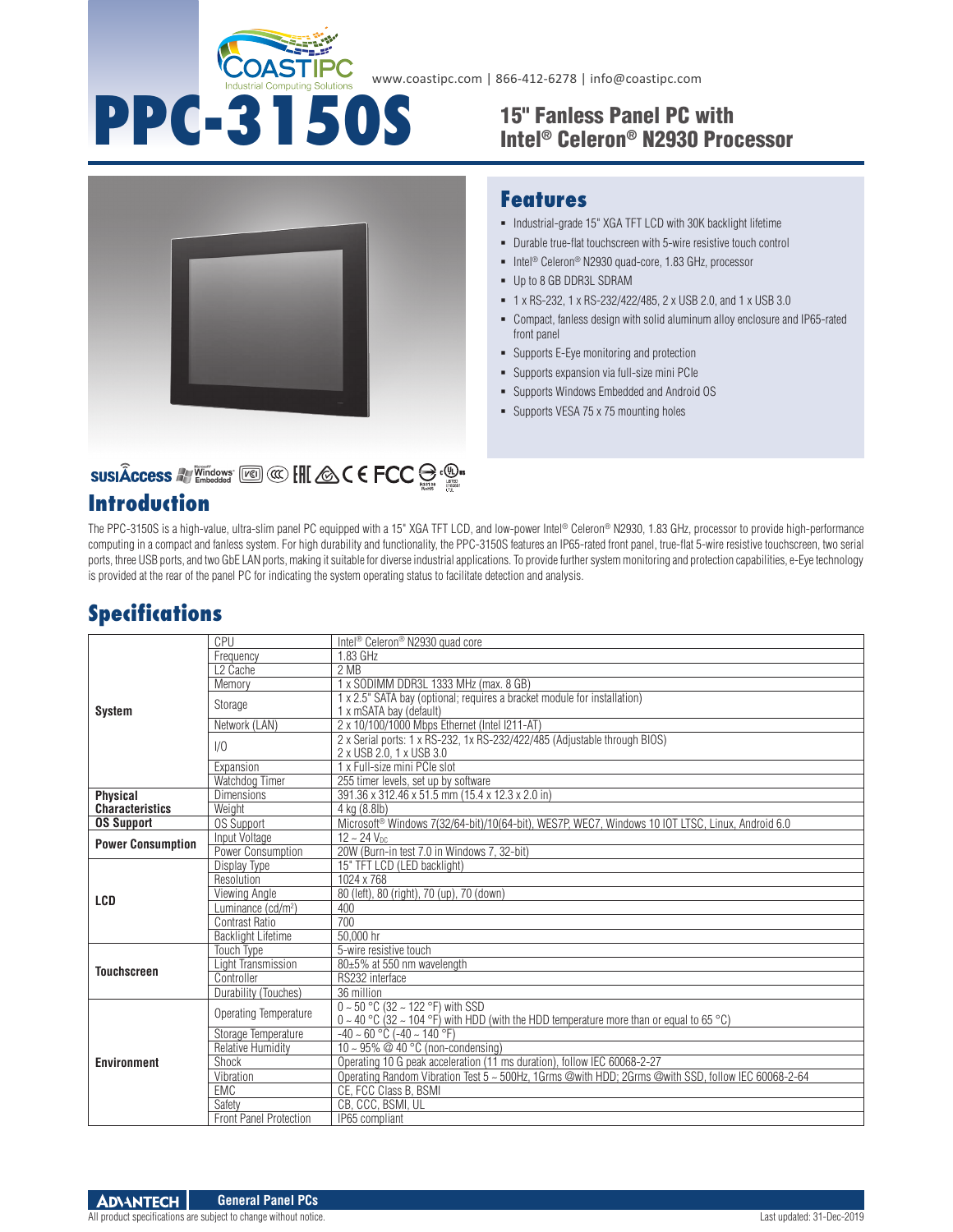# PPC-3150S

www.coastipc.com | 866-412-6278 | info@coastipc.com

## 15" Fanless Panel PC with Intel® Celeron® N2930 Processor

## Features

- Industrial-grade 15" XGA TFT LCD with 30K backlight lifetime
- Durable true-flat touchscreen with 5-wire resistive touch control
- Intel® Celeron® N2930 quad-core, 1.83 GHz, processor
- Up to 8 GB DDR3L SDRAM
- 1 x RS-232, 1 x RS-232/422/485, 2 x USB 2.0, and 1 x USB 3.0
- Compact, fanless design with solid aluminum alloy enclosure and IP65-rated front panel
- Supports E-Eye monitoring and protection
- Supports expansion via full-size mini PCIe
- Supports Windows Embedded and Android OS
- Supports VESA 75 x 75 mounting holes

## Introduction

The PPC-3150S is a high-value, ultra-slim panel PC equipped with a 15" XGA TFT LCD, and low-power Intel® Celeron® N2930, 1.83 GHz, processor to provide high-performance computing in a compact and fanless system. For high durability and functionality, the PPC-3150S features an IP65-rated front panel, true-flat 5-wire resistive touchscreen, two serial ports, three USB ports, and two GbE LAN ports, making it suitable for diverse industrial applications. To provide further system monitoring and protection capabilities, e-Eye technology is provided at the rear of the panel PC for indicating the system operating status to facilitate detection and analysis.

## Specifications

| | | |
|---|---|---|
| **System** | CPU | Intel® Celeron® N2930 quad core |
| | Frequency | 1.83 GHz |
| | L2 Cache | 2 MB |
| | Memory | 1 x SODIMM DDR3L 1333 MHz (max. 8 GB) |
| | Storage | 1 x 2.5" SATA bay (optional; requires a bracket module for installation)<br>1 x mSATA bay (default) |
| | Network (LAN) | 2 x 10/100/1000 Mbps Ethernet (Intel I211-AT) |
| | I/O | 2 x Serial ports: 1 x RS-232, 1x RS-232/422/485 (Adjustable through BIOS)<br>2 x USB 2.0, 1 x USB 3.0 |
| | Expansion | 1 x Full-size mini PCIe slot |
| | Watchdog Timer | 255 timer levels, set up by software |
| **Physical Characteristics** | Dimensions | 391.36 x 312.46 x 51.5 mm (15.4 x 12.3 x 2.0 in) |
| | Weight | 4 kg (8.8lb) |
| **OS Support** | OS Support | Microsoft® Windows 7(32/64-bit)/10(64-bit), WES7P, WEC7, Windows 10 IOT LTSC, Linux, Android 6.0 |
| **Power Consumption** | Input Voltage | 12 ~ 24 $V_{DC}$ |
| | Power Consumption | 20W (Burn-in test 7.0 in Windows 7, 32-bit) |
| **LCD** | Display Type | 15" TFT LCD (LED backlight) |
| | Resolution | 1024 x 768 |
| | Viewing Angle | 80 (left), 80 (right), 70 (up), 70 (down) |
| | Luminance (cd/m²) | 400 |
| | Contrast Ratio | 700 |
| | Backlight Lifetime | 50,000 hr |
| **Touchscreen** | Touch Type | 5-wire resistive touch |
| | Light Transmission | 80±5% at 550 nm wavelength |
| | Controller | RS232 interface |
| | Durability (Touches) | 36 million |
| **Environment** | Operating Temperature | 0 ~ 50 °C (32 ~ 122 °F) with SSD<br>0 ~ 40 °C (32 ~ 104 °F) with HDD (with the HDD temperature more than or equal to 65 °C) |
| | Storage Temperature | -40 ~ 60 °C (-40 ~ 140 °F) |
| | Relative Humidity | 10 ~ 95% @ 40 °C (non-condensing) |
| | Shock | Operating 10 G peak acceleration (11 ms duration), follow IEC 60068-2-27 |
| | Vibration | Operating Random Vibration Test 5 ~ 500Hz, 1Grms @with HDD; 2Grms @with SSD, follow IEC 60068-2-64 |
| | EMC | CE, FCC Class B, BSMI |
| | Safety | CB, CCC, BSMI, UL |
| | Front Panel Protection | IP65 compliant |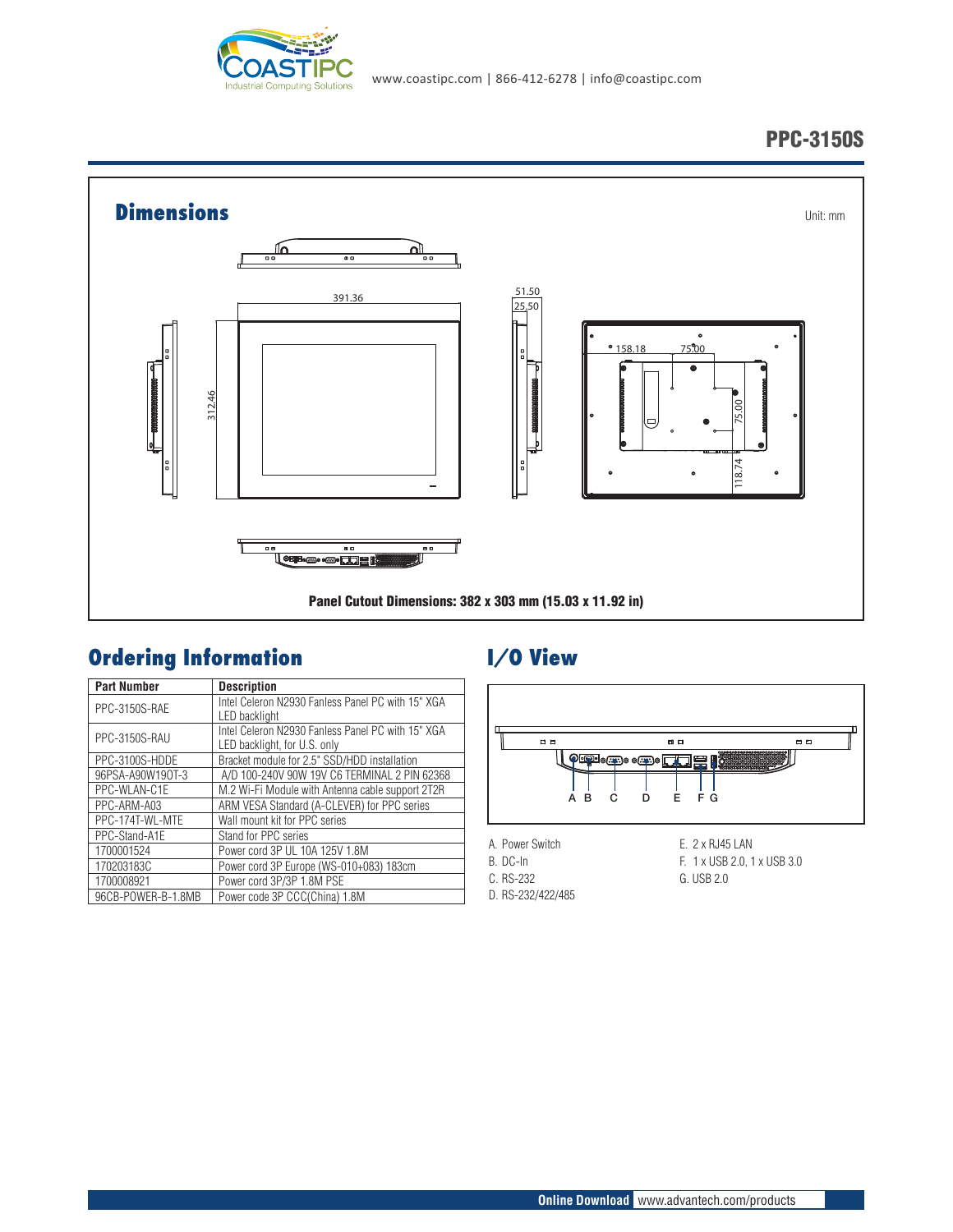PPC-3150S

## Dimensions

Unit: mm

391.36

312.46

51.50

25.50

158.18

75.00

75.00

118.74

**Panel Cutout Dimensions: 382 x 303 mm (15.03 x 11.92 in)**

## Ordering Information

| Part Number | Description |
|---|---|
| PPC-3150S-RAE | Intel Celeron N2930 Fanless Panel PC with 15" XGA LED backlight |
| PPC-3150S-RAU | Intel Celeron N2930 Fanless Panel PC with 15" XGA LED backlight, for U.S. only |
| PPC-3100S-HDDE | Bracket module for 2.5" SSD/HDD installation |
| 96PSA-A90W19OT-3 | A/D 100-240V 90W 19V C6 TERMINAL 2 PIN 62368 |
| PPC-WLAN-C1E | M.2 Wi-Fi Module with Antenna cable support 2T2R |
| PPC-ARM-A03 | ARM VESA Standard (A-CLEVER) for PPC series |
| PPC-174T-WL-MTE | Wall mount kit for PPC series |
| PPC-Stand-A1E | Stand for PPC series |
| 1700001524 | Power cord 3P UL 10A 125V 1.8M |
| 170203183C | Power cord 3P Europe (WS-010+083) 183cm |
| 1700008921 | Power cord 3P/3P 1.8M PSE |
| 96CB-POWER-B-1.8MB | Power code 3P CCC(China) 1.8M |

## I/O View

A B C D E F G

A. Power Switch
B. DC-In
C. RS-232
D. RS-232/422/485
E. 2 x RJ45 LAN
F. 1 x USB 2.0, 1 x USB 3.0
G. USB 2.0

**Online Download** www.advantech.com/products